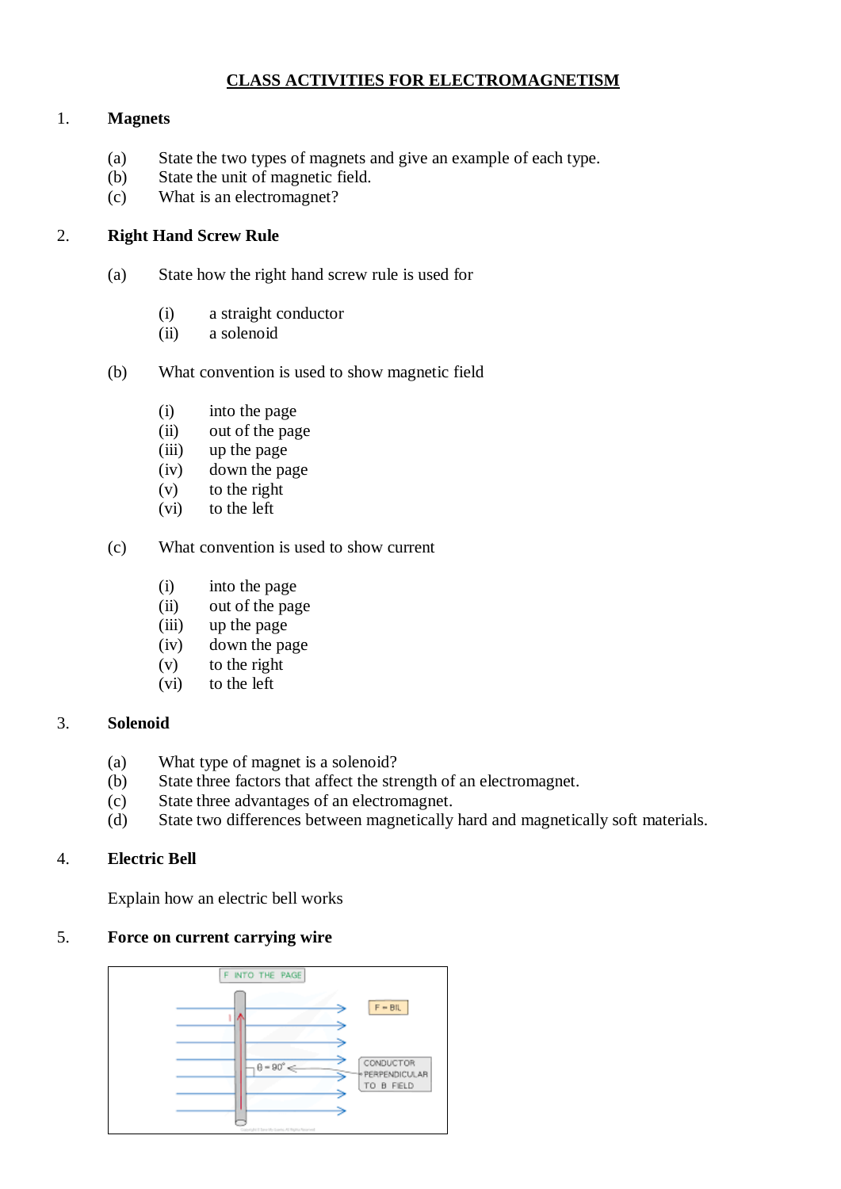# CLASS ACTIVITIES FOR ELECTROMAGNETISM

1. **Magnets**

   (a) State the two types of magnets and give an example of each type.
   (b) State the unit of magnetic field.
   (c) What is an electromagnet?

2. **Right Hand Screw Rule**

   (a) State how the right hand screw rule is used for

   (i) a straight conductor
   (ii) a solenoid

   (b) What convention is used to show magnetic field

   (i) into the page
   (ii) out of the page
   (iii) up the page
   (iv) down the page
   (v) to the right
   (vi) to the left

   (c) What convention is used to show current

   (i) into the page
   (ii) out of the page
   (iii) up the page
   (iv) down the page
   (v) to the right
   (vi) to the left

3. **Solenoid**

   (a) What type of magnet is a solenoid?
   (b) State three factors that affect the strength of an electromagnet.
   (c) State three advantages of an electromagnet.
   (d) State two differences between magnetically hard and magnetically soft materials.

4. **Electric Bell**

   Explain how an electric bell works

5. **Force on current carrying wire**

F INTO THE PAGE

F = BIL

I

θ = 90°

CONDUCTOR PERPENDICULAR TO B FIELD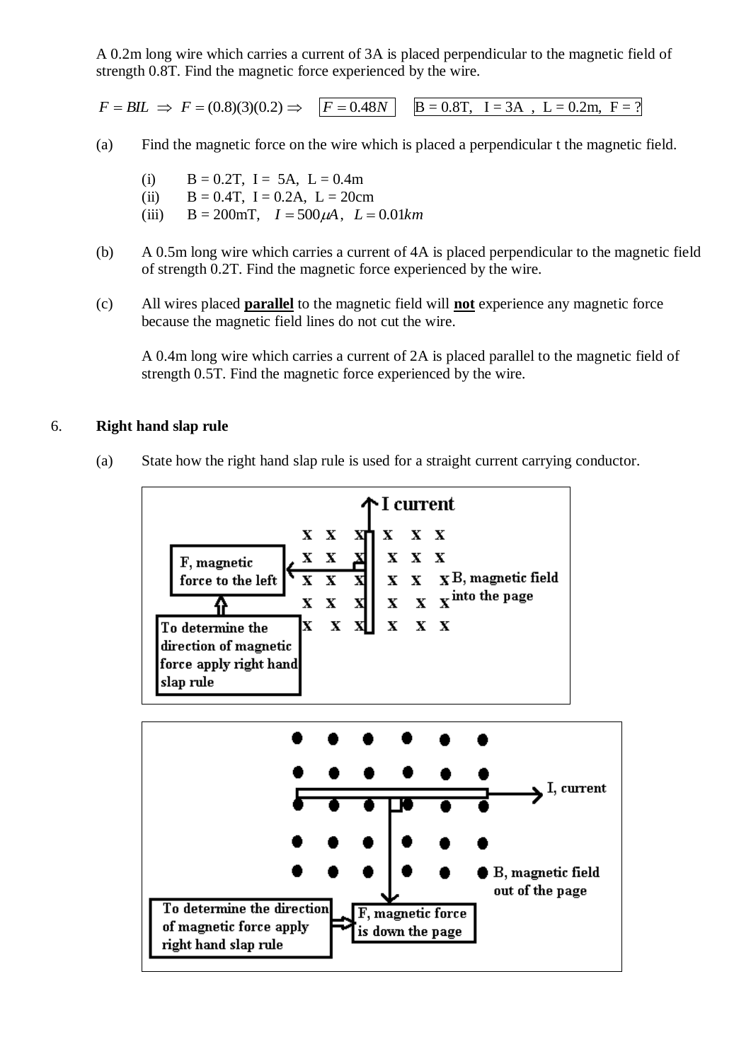A 0.2m long wire which carries a current of 3A is placed perpendicular to the magnetic field of strength 0.8T. Find the magnetic force experienced by the wire.

$F = BIL \Rightarrow F = (0.8)(3)(0.2) \Rightarrow \boxed{F = 0.48N}$ B = 0.8T, I = 3A , L = 0.2m, F = ?

(a) Find the magnetic force on the wire which is placed a perpendicular t the magnetic field.

(i) B = 0.2T, I = 5A, L = 0.4m
(ii) B = 0.4T, I = 0.2A, L = 20cm
(iii) B = 200mT, $I = 500\mu A$, $L = 0.01km$

(b) A 0.5m long wire which carries a current of 4A is placed perpendicular to the magnetic field of strength 0.2T. Find the magnetic force experienced by the wire.

(c) All wires placed **parallel** to the magnetic field will **not** experience any magnetic force because the magnetic field lines do not cut the wire.

A 0.4m long wire which carries a current of 2A is placed parallel to the magnetic field of strength 0.5T. Find the magnetic force experienced by the wire.

6. **Right hand slap rule**

(a) State how the right hand slap rule is used for a straight current carrying conductor.

I current

F, magnetic force to the left

B, magnetic field into the page

To determine the direction of magnetic force apply right hand slap rule

I, current

B, magnetic field out of the page

To determine the direction of magnetic force apply right hand slap rule

F, magnetic force is down the page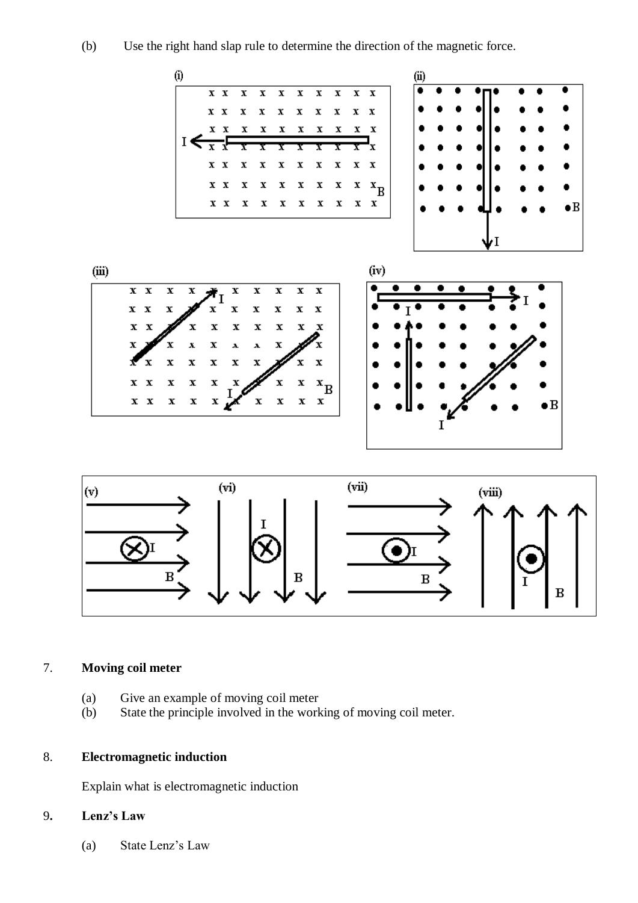(b) Use the right hand slap rule to determine the direction of the magnetic force.

7. **Moving coil meter**

   (a) Give an example of moving coil meter
   (b) State the principle involved in the working of moving coil meter.

8. **Electromagnetic induction**

   Explain what is electromagnetic induction

9. **Lenz's Law**

   (a) State Lenz's Law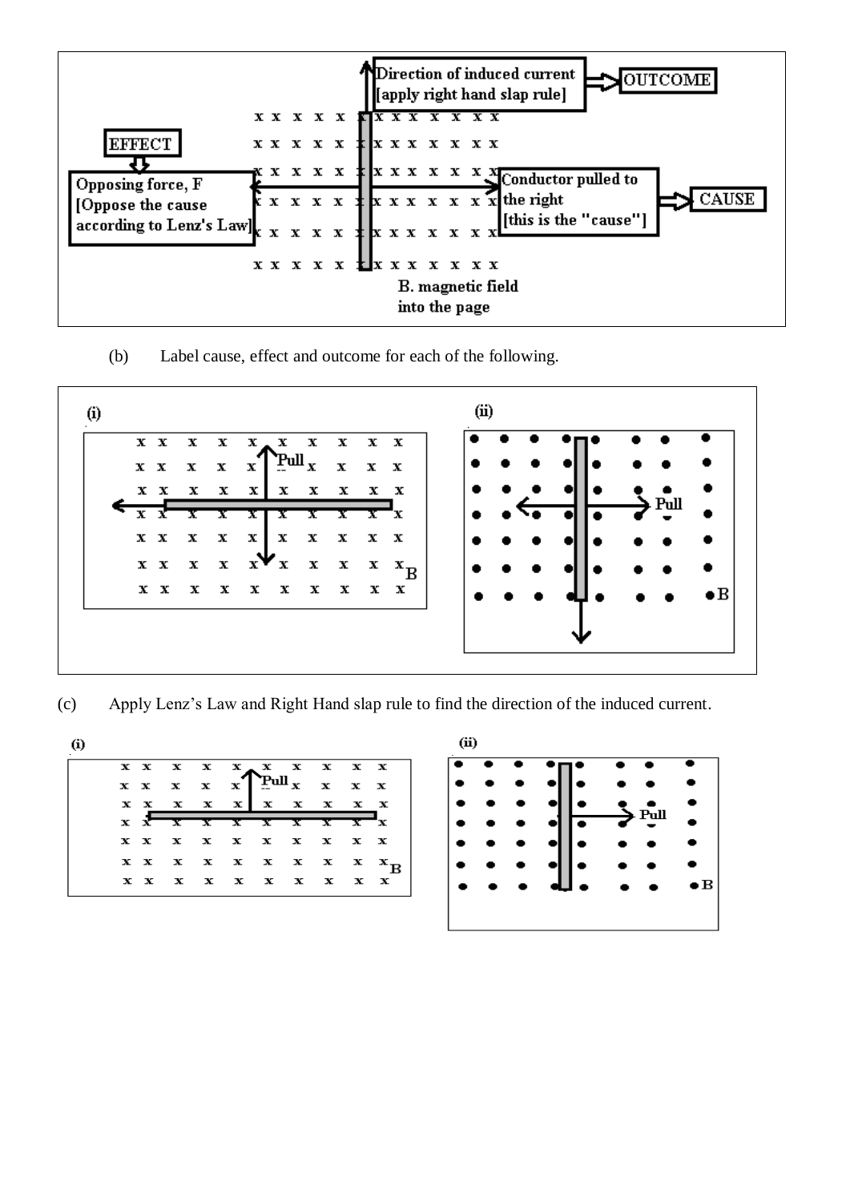Direction of induced current [apply right hand slap rule] → OUTCOME

EFFECT → Opposing force, F [Oppose the cause according to Lenz's Law]

Conductor pulled to the right [this is the "cause"] → CAUSE

B. magnetic field into the page

(b) Label cause, effect and outcome for each of the following.

(i) Pull, B

(ii) Pull, B

(c) Apply Lenz's Law and Right Hand slap rule to find the direction of the induced current.

(i) Pull, B

(ii) Pull, B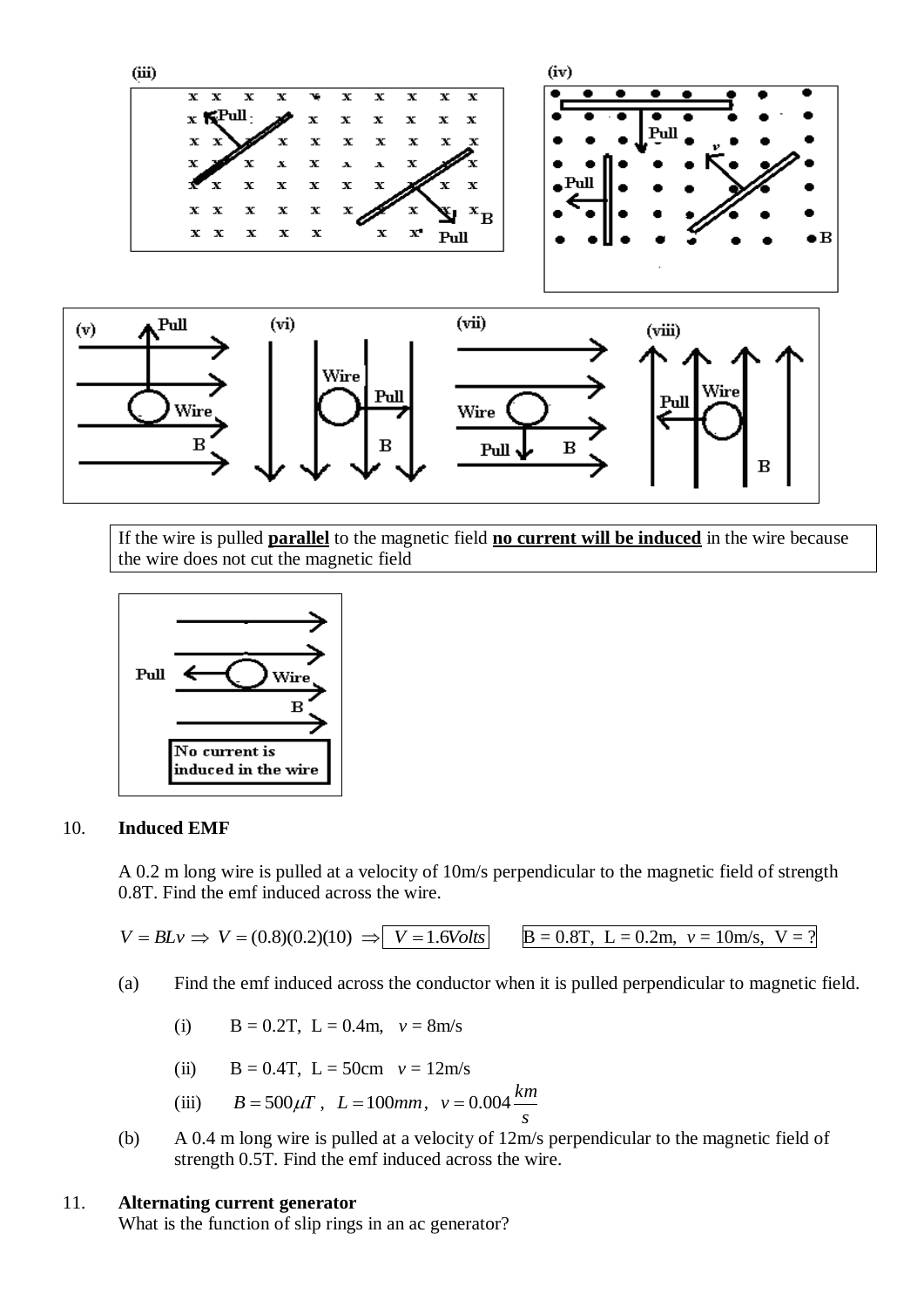(iii)

(iv)

(v) (vi) (vii) (viii)

If the wire is pulled **parallel** to the magnetic field **no current will be induced** in the wire because the wire does not cut the magnetic field

No current is induced in the wire

10. **Induced EMF**

A 0.2 m long wire is pulled at a velocity of 10m/s perpendicular to the magnetic field of strength 0.8T. Find the emf induced across the wire.

$V = BLv \Rightarrow V = (0.8)(0.2)(10) \Rightarrow \boxed{V = 1.6 Volts}$ B = 0.8T, L = 0.2m, $v$ = 10m/s, V = ?

(a) Find the emf induced across the conductor when it is pulled perpendicular to magnetic field.

(i) B = 0.2T, L = 0.4m, $v$ = 8m/s

(ii) B = 0.4T, L = 50cm $v$ = 12m/s

(iii) $B = 500\mu T$, $L = 100mm$, $v = 0.004\frac{km}{s}$

(b) A 0.4 m long wire is pulled at a velocity of 12m/s perpendicular to the magnetic field of strength 0.5T. Find the emf induced across the wire.

11. **Alternating current generator**

What is the function of slip rings in an ac generator?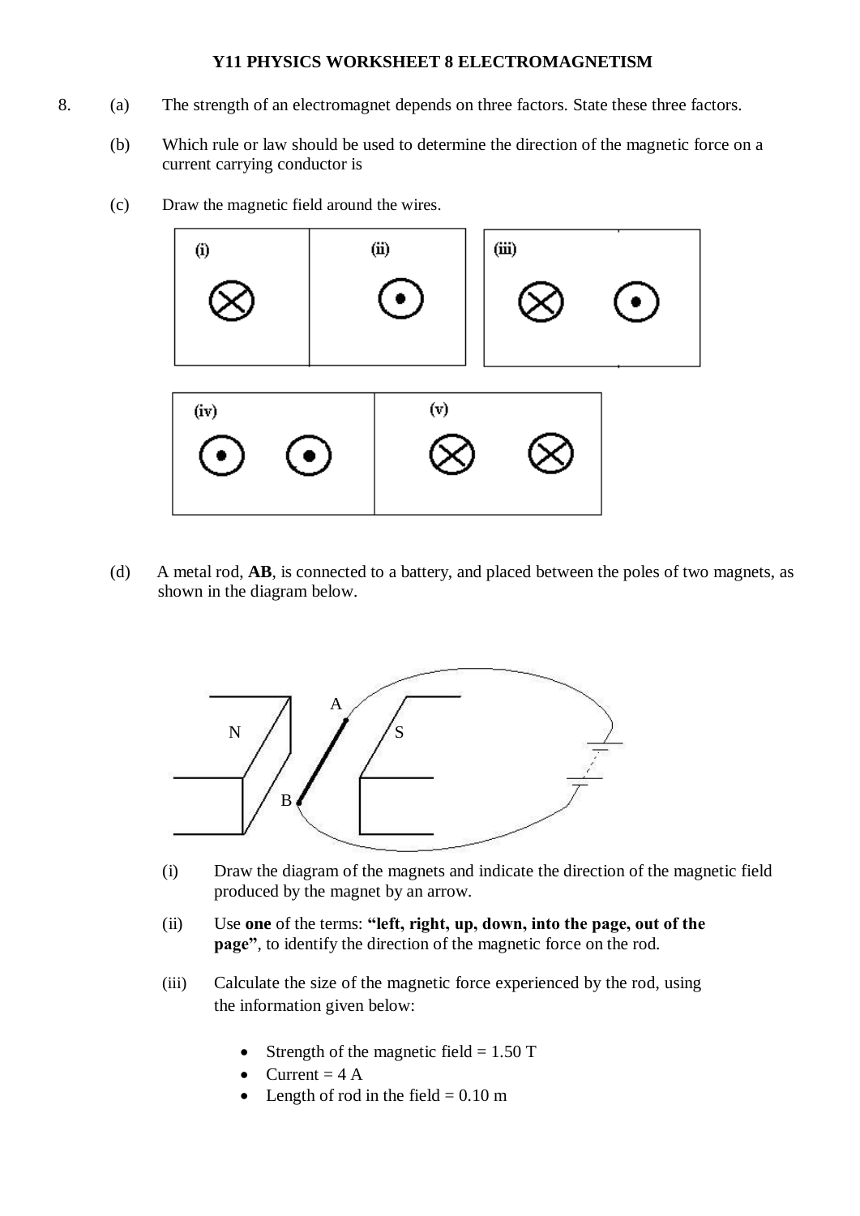**Y11 PHYSICS WORKSHEET 8 ELECTROMAGNETISM**

8. (a) The strength of an electromagnet depends on three factors. State these three factors.

   (b) Which rule or law should be used to determine the direction of the magnetic force on a current carrying conductor is

   (c) Draw the magnetic field around the wires.

   (i) ⊗  (ii) ⊙  (iii) ⊗ ⊙

   (iv) ⊙ ⊙  (v) ⊗ ⊗

   (d) A metal rod, **AB**, is connected to a battery, and placed between the poles of two magnets, as shown in the diagram below.

   N  A  S  B

   (i) Draw the diagram of the magnets and indicate the direction of the magnetic field produced by the magnet by an arrow.

   (ii) Use **one** of the terms: **"left, right, up, down, into the page, out of the page"**, to identify the direction of the magnetic force on the rod.

   (iii) Calculate the size of the magnetic force experienced by the rod, using the information given below:

   - Strength of the magnetic field = 1.50 T
   - Current = 4 A
   - Length of rod in the field = 0.10 m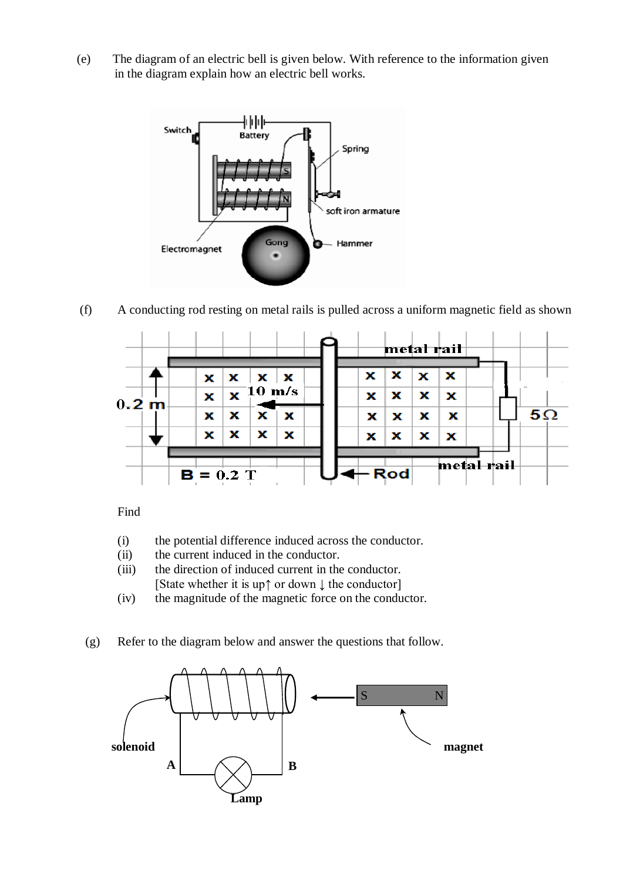(e) The diagram of an electric bell is given below. With reference to the information given in the diagram explain how an electric bell works.

(f) A conducting rod resting on metal rails is pulled across a uniform magnetic field as shown

Find

(i) the potential difference induced across the conductor.
(ii) the current induced in the conductor.
(iii) the direction of induced current in the conductor. [State whether it is up↑ or down ↓ the conductor]
(iv) the magnitude of the magnetic force on the conductor.

(g) Refer to the diagram below and answer the questions that follow.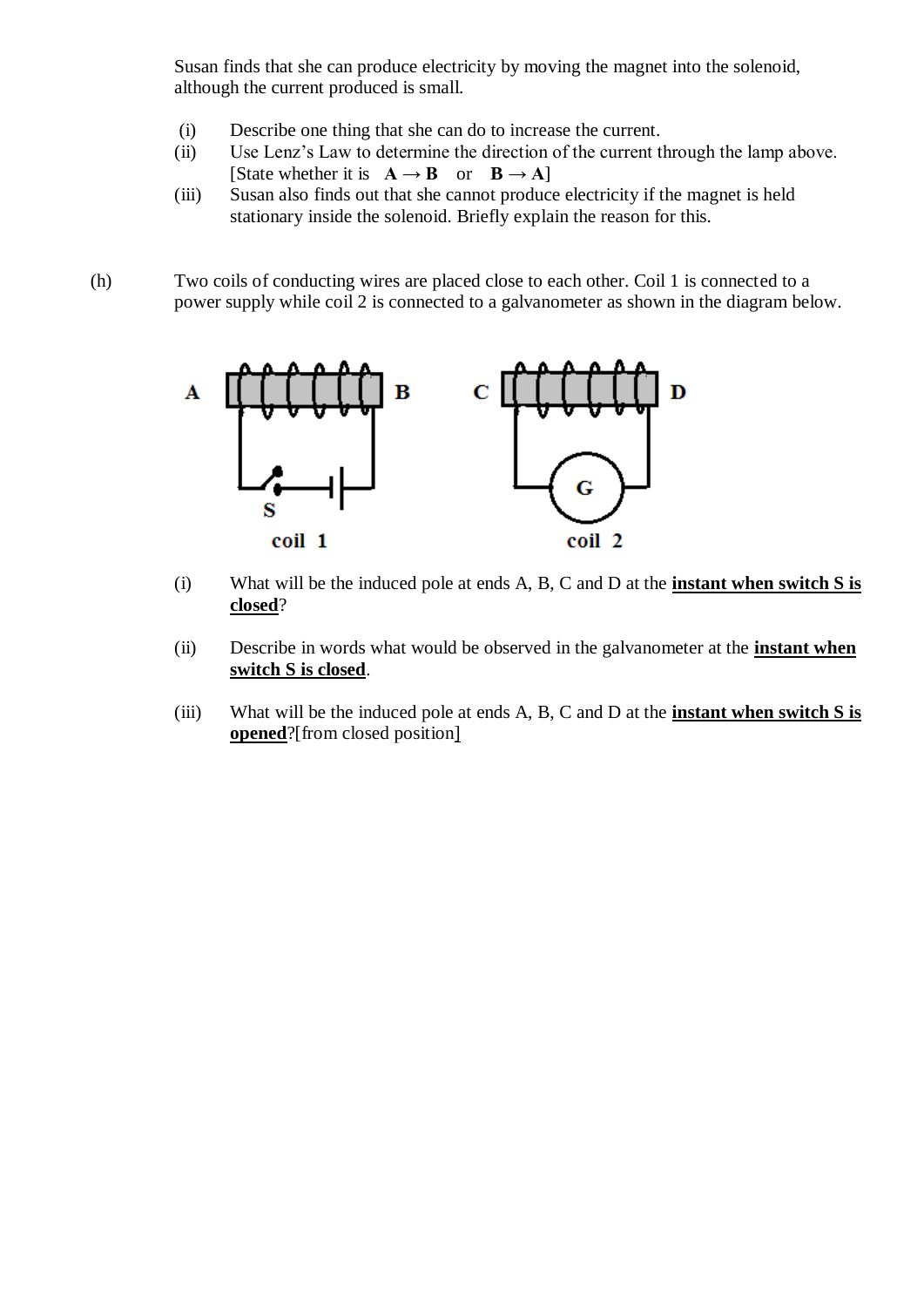Susan finds that she can produce electricity by moving the magnet into the solenoid, although the current produced is small.

(i) Describe one thing that she can do to increase the current.

(ii) Use Lenz's Law to determine the direction of the current through the lamp above. [State whether it is **A → B** or **B → A**]

(iii) Susan also finds out that she cannot produce electricity if the magnet is held stationary inside the solenoid. Briefly explain the reason for this.

(h) Two coils of conducting wires are placed close to each other. Coil 1 is connected to a power supply while coil 2 is connected to a galvanometer as shown in the diagram below.

A B C D

S G

coil 1 coil 2

(i) What will be the induced pole at ends A, B, C and D at the **instant when switch S is closed**?

(ii) Describe in words what would be observed in the galvanometer at the **instant when switch S is closed**.

(iii) What will be the induced pole at ends A, B, C and D at the **instant when switch S is opened**?[from closed position]